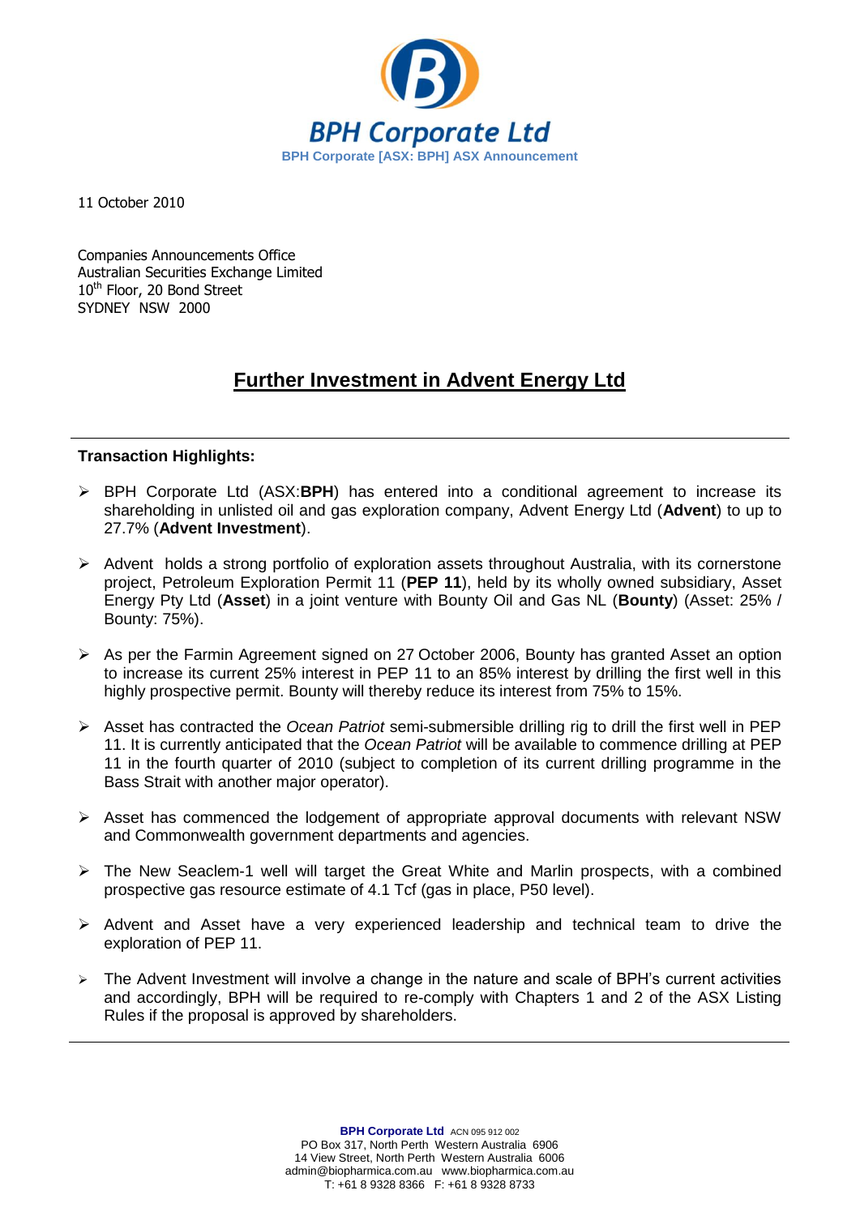BPH Corporate Ltd

BPH Corporate [ASX: BPH] ASX Announcement

11 October 2010

Companies Announcements Office
Australian Securities Exchange Limited
10th Floor, 20 Bond Street
SYDNEY NSW 2000

# Further Investment in Advent Energy Ltd

**Transaction Highlights:**

- BPH Corporate Ltd (ASX:**BPH**) has entered into a conditional agreement to increase its shareholding in unlisted oil and gas exploration company, Advent Energy Ltd (**Advent**) to up to 27.7% (**Advent Investment**).
- Advent holds a strong portfolio of exploration assets throughout Australia, with its cornerstone project, Petroleum Exploration Permit 11 (**PEP 11**), held by its wholly owned subsidiary, Asset Energy Pty Ltd (**Asset**) in a joint venture with Bounty Oil and Gas NL (**Bounty**) (Asset: 25% / Bounty: 75%).
- As per the Farmin Agreement signed on 27 October 2006, Bounty has granted Asset an option to increase its current 25% interest in PEP 11 to an 85% interest by drilling the first well in this highly prospective permit. Bounty will thereby reduce its interest from 75% to 15%.
- Asset has contracted the *Ocean Patriot* semi-submersible drilling rig to drill the first well in PEP 11. It is currently anticipated that the *Ocean Patriot* will be available to commence drilling at PEP 11 in the fourth quarter of 2010 (subject to completion of its current drilling programme in the Bass Strait with another major operator).
- Asset has commenced the lodgement of appropriate approval documents with relevant NSW and Commonwealth government departments and agencies.
- The New Seaclem-1 well will target the Great White and Marlin prospects, with a combined prospective gas resource estimate of 4.1 Tcf (gas in place, P50 level).
- Advent and Asset have a very experienced leadership and technical team to drive the exploration of PEP 11.
- The Advent Investment will involve a change in the nature and scale of BPH's current activities and accordingly, BPH will be required to re-comply with Chapters 1 and 2 of the ASX Listing Rules if the proposal is approved by shareholders.

**BPH Corporate Ltd** ACN 095 912 002
PO Box 317, North Perth Western Australia 6906
14 View Street, North Perth Western Australia 6006
admin@biopharmica.com.au www.biopharmica.com.au
T: +61 8 9328 8366 F: +61 8 9328 8733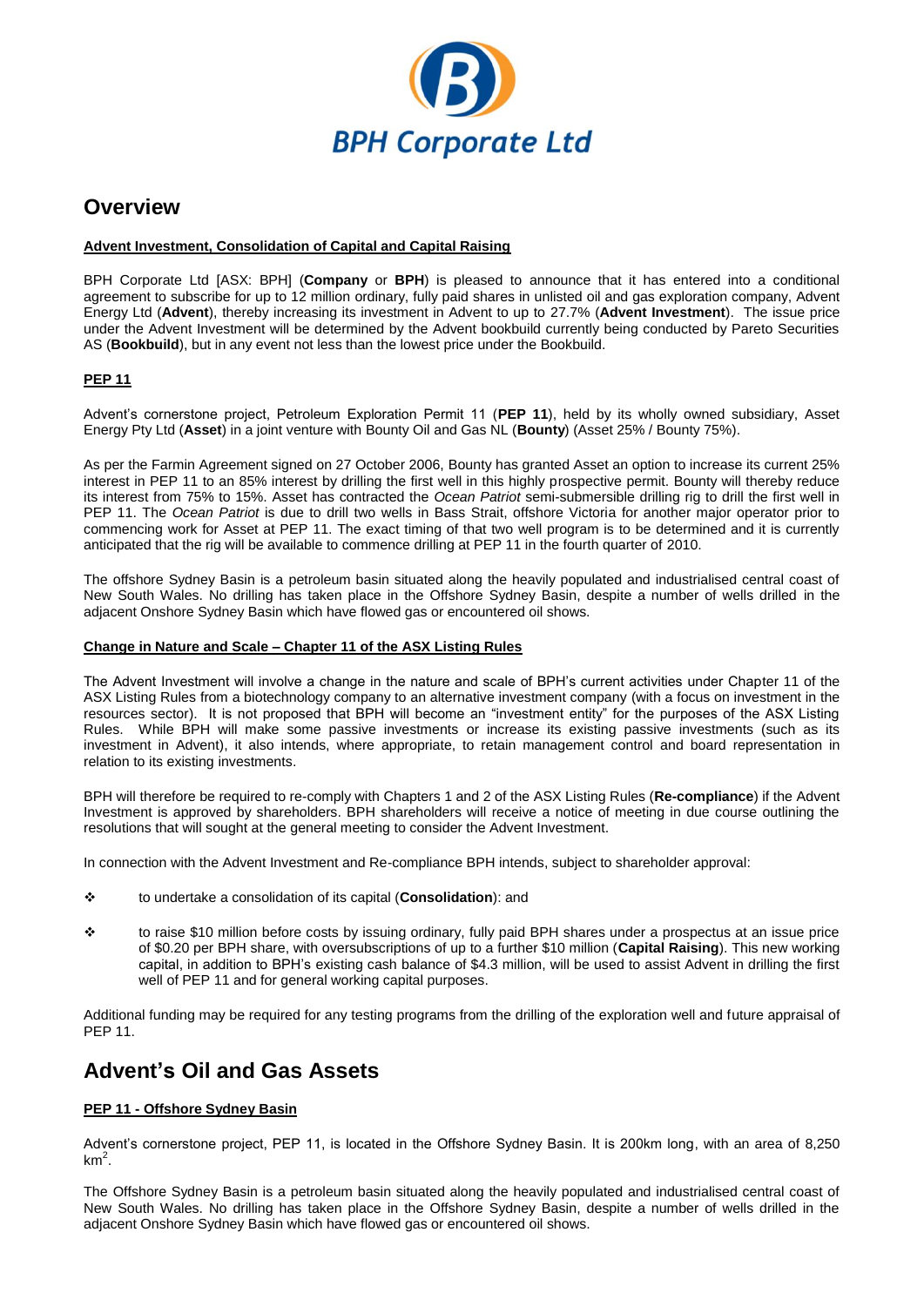**BPH Corporate Ltd**

# Overview

**Advent Investment, Consolidation of Capital and Capital Raising**

BPH Corporate Ltd [ASX: BPH] (**Company** or **BPH**) is pleased to announce that it has entered into a conditional agreement to subscribe for up to 12 million ordinary, fully paid shares in unlisted oil and gas exploration company, Advent Energy Ltd (**Advent**), thereby increasing its investment in Advent to up to 27.7% (**Advent Investment**). The issue price under the Advent Investment will be determined by the Advent bookbuild currently being conducted by Pareto Securities AS (**Bookbuild**), but in any event not less than the lowest price under the Bookbuild.

**PEP 11**

Advent's cornerstone project, Petroleum Exploration Permit 11 (**PEP 11**), held by its wholly owned subsidiary, Asset Energy Pty Ltd (**Asset**) in a joint venture with Bounty Oil and Gas NL (**Bounty**) (Asset 25% / Bounty 75%).

As per the Farmin Agreement signed on 27 October 2006, Bounty has granted Asset an option to increase its current 25% interest in PEP 11 to an 85% interest by drilling the first well in this highly prospective permit. Bounty will thereby reduce its interest from 75% to 15%. Asset has contracted the *Ocean Patriot* semi-submersible drilling rig to drill the first well in PEP 11. The *Ocean Patriot* is due to drill two wells in Bass Strait, offshore Victoria for another major operator prior to commencing work for Asset at PEP 11. The exact timing of that two well program is to be determined and it is currently anticipated that the rig will be available to commence drilling at PEP 11 in the fourth quarter of 2010.

The offshore Sydney Basin is a petroleum basin situated along the heavily populated and industrialised central coast of New South Wales. No drilling has taken place in the Offshore Sydney Basin, despite a number of wells drilled in the adjacent Onshore Sydney Basin which have flowed gas or encountered oil shows.

**Change in Nature and Scale – Chapter 11 of the ASX Listing Rules**

The Advent Investment will involve a change in the nature and scale of BPH's current activities under Chapter 11 of the ASX Listing Rules from a biotechnology company to an alternative investment company (with a focus on investment in the resources sector). It is not proposed that BPH will become an "investment entity" for the purposes of the ASX Listing Rules. While BPH will make some passive investments or increase its existing passive investments (such as its investment in Advent), it also intends, where appropriate, to retain management control and board representation in relation to its existing investments.

BPH will therefore be required to re-comply with Chapters 1 and 2 of the ASX Listing Rules (**Re-compliance**) if the Advent Investment is approved by shareholders. BPH shareholders will receive a notice of meeting in due course outlining the resolutions that will sought at the general meeting to consider the Advent Investment.

In connection with the Advent Investment and Re-compliance BPH intends, subject to shareholder approval:

- to undertake a consolidation of its capital (**Consolidation**): and
- to raise $10 million before costs by issuing ordinary, fully paid BPH shares under a prospectus at an issue price of $0.20 per BPH share, with oversubscriptions of up to a further $10 million (**Capital Raising**). This new working capital, in addition to BPH's existing cash balance of $4.3 million, will be used to assist Advent in drilling the first well of PEP 11 and for general working capital purposes.

Additional funding may be required for any testing programs from the drilling of the exploration well and future appraisal of PEP 11.

# Advent's Oil and Gas Assets

**PEP 11 - Offshore Sydney Basin**

Advent's cornerstone project, PEP 11, is located in the Offshore Sydney Basin. It is 200km long, with an area of 8,250 $km^2$.

The Offshore Sydney Basin is a petroleum basin situated along the heavily populated and industrialised central coast of New South Wales. No drilling has taken place in the Offshore Sydney Basin, despite a number of wells drilled in the adjacent Onshore Sydney Basin which have flowed gas or encountered oil shows.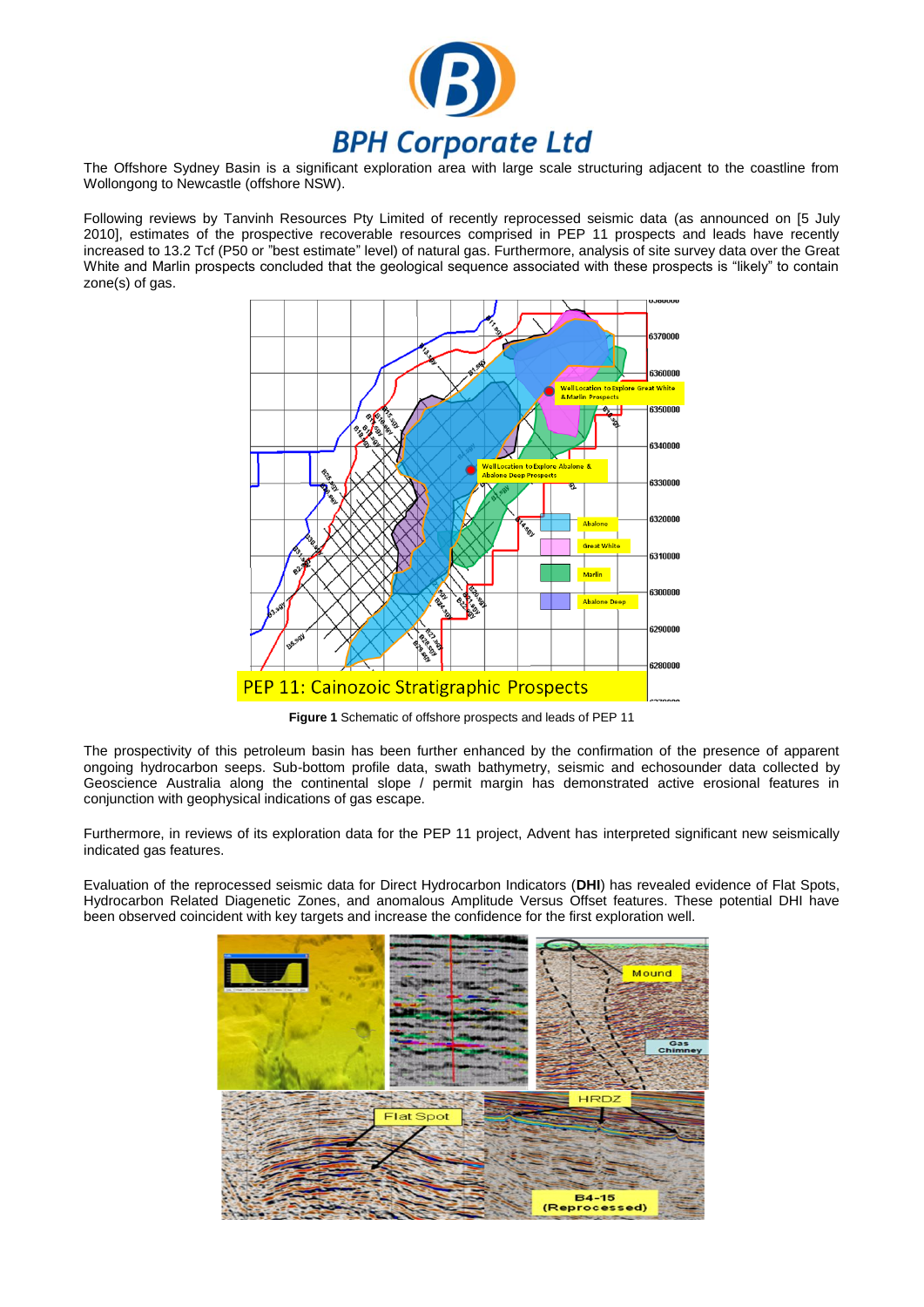The Offshore Sydney Basin is a significant exploration area with large scale structuring adjacent to the coastline from Wollongong to Newcastle (offshore NSW).

Following reviews by Tanvinh Resources Pty Limited of recently reprocessed seismic data (as announced on [5 July 2010], estimates of the prospective recoverable resources comprised in PEP 11 prospects and leads have recently increased to 13.2 Tcf (P50 or "best estimate" level) of natural gas. Furthermore, analysis of site survey data over the Great White and Marlin prospects concluded that the geological sequence associated with these prospects is "likely" to contain zone(s) of gas.

**Figure 1** Schematic of offshore prospects and leads of PEP 11

The prospectivity of this petroleum basin has been further enhanced by the confirmation of the presence of apparent ongoing hydrocarbon seeps. Sub-bottom profile data, swath bathymetry, seismic and echosounder data collected by Geoscience Australia along the continental slope / permit margin has demonstrated active erosional features in conjunction with geophysical indications of gas escape.

Furthermore, in reviews of its exploration data for the PEP 11 project, Advent has interpreted significant new seismically indicated gas features.

Evaluation of the reprocessed seismic data for Direct Hydrocarbon Indicators (**DHI**) has revealed evidence of Flat Spots, Hydrocarbon Related Diagenetic Zones, and anomalous Amplitude Versus Offset features. These potential DHI have been observed coincident with key targets and increase the confidence for the first exploration well.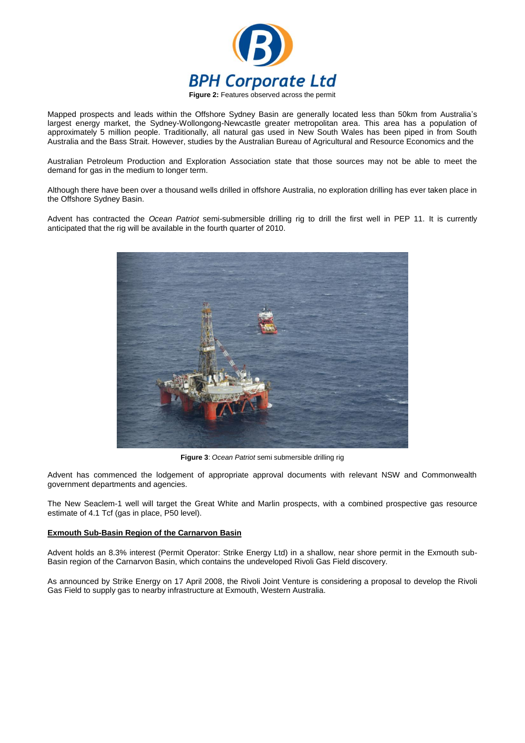**Figure 2:** Features observed across the permit

Mapped prospects and leads within the Offshore Sydney Basin are generally located less than 50km from Australia's largest energy market, the Sydney-Wollongong-Newcastle greater metropolitan area. This area has a population of approximately 5 million people. Traditionally, all natural gas used in New South Wales has been piped in from South Australia and the Bass Strait. However, studies by the Australian Bureau of Agricultural and Resource Economics and the

Australian Petroleum Production and Exploration Association state that those sources may not be able to meet the demand for gas in the medium to longer term.

Although there have been over a thousand wells drilled in offshore Australia, no exploration drilling has ever taken place in the Offshore Sydney Basin.

Advent has contracted the *Ocean Patriot* semi-submersible drilling rig to drill the first well in PEP 11. It is currently anticipated that the rig will be available in the fourth quarter of 2010.

**Figure 3**: *Ocean Patriot* semi submersible drilling rig

Advent has commenced the lodgement of appropriate approval documents with relevant NSW and Commonwealth government departments and agencies.

The New Seaclem-1 well will target the Great White and Marlin prospects, with a combined prospective gas resource estimate of 4.1 Tcf (gas in place, P50 level).

**Exmouth Sub-Basin Region of the Carnarvon Basin**

Advent holds an 8.3% interest (Permit Operator: Strike Energy Ltd) in a shallow, near shore permit in the Exmouth sub-Basin region of the Carnarvon Basin, which contains the undeveloped Rivoli Gas Field discovery.

As announced by Strike Energy on 17 April 2008, the Rivoli Joint Venture is considering a proposal to develop the Rivoli Gas Field to supply gas to nearby infrastructure at Exmouth, Western Australia.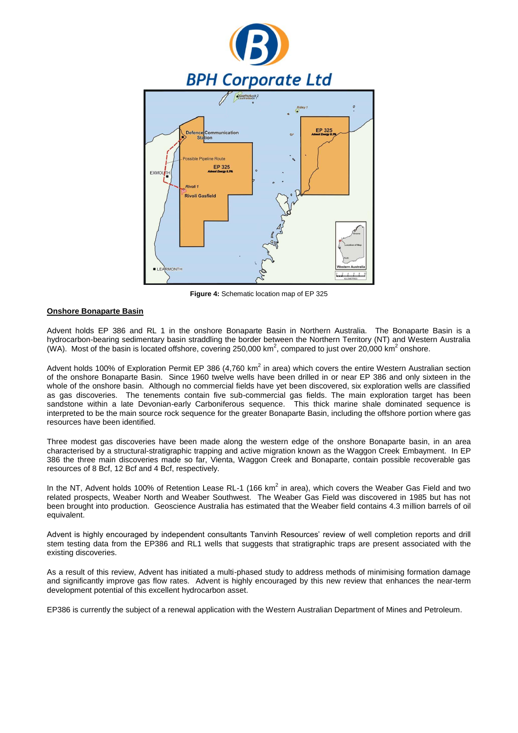Figure 4: Schematic location map of EP 325

**Onshore Bonaparte Basin**

Advent holds EP 386 and RL 1 in the onshore Bonaparte Basin in Northern Australia. The Bonaparte Basin is a hydrocarbon-bearing sedimentary basin straddling the border between the Northern Territory (NT) and Western Australia (WA). Most of the basin is located offshore, covering 250,000 km$^2$, compared to just over 20,000 km$^2$ onshore.

Advent holds 100% of Exploration Permit EP 386 (4,760 km$^2$ in area) which covers the entire Western Australian section of the onshore Bonaparte Basin. Since 1960 twelve wells have been drilled in or near EP 386 and only sixteen in the whole of the onshore basin. Although no commercial fields have yet been discovered, six exploration wells are classified as gas discoveries. The tenements contain five sub-commercial gas fields. The main exploration target has been sandstone within a late Devonian-early Carboniferous sequence. This thick marine shale dominated sequence is interpreted to be the main source rock sequence for the greater Bonaparte Basin, including the offshore portion where gas resources have been identified.

Three modest gas discoveries have been made along the western edge of the onshore Bonaparte basin, in an area characterised by a structural-stratigraphic trapping and active migration known as the Waggon Creek Embayment. In EP 386 the three main discoveries made so far, Vienta, Waggon Creek and Bonaparte, contain possible recoverable gas resources of 8 Bcf, 12 Bcf and 4 Bcf, respectively.

In the NT, Advent holds 100% of Retention Lease RL-1 (166 km$^2$ in area), which covers the Weaber Gas Field and two related prospects, Weaber North and Weaber Southwest. The Weaber Gas Field was discovered in 1985 but has not been brought into production. Geoscience Australia has estimated that the Weaber field contains 4.3 million barrels of oil equivalent.

Advent is highly encouraged by independent consultants Tanvinh Resources' review of well completion reports and drill stem testing data from the EP386 and RL1 wells that suggests that stratigraphic traps are present associated with the existing discoveries.

As a result of this review, Advent has initiated a multi-phased study to address methods of minimising formation damage and significantly improve gas flow rates. Advent is highly encouraged by this new review that enhances the near-term development potential of this excellent hydrocarbon asset.

EP386 is currently the subject of a renewal application with the Western Australian Department of Mines and Petroleum.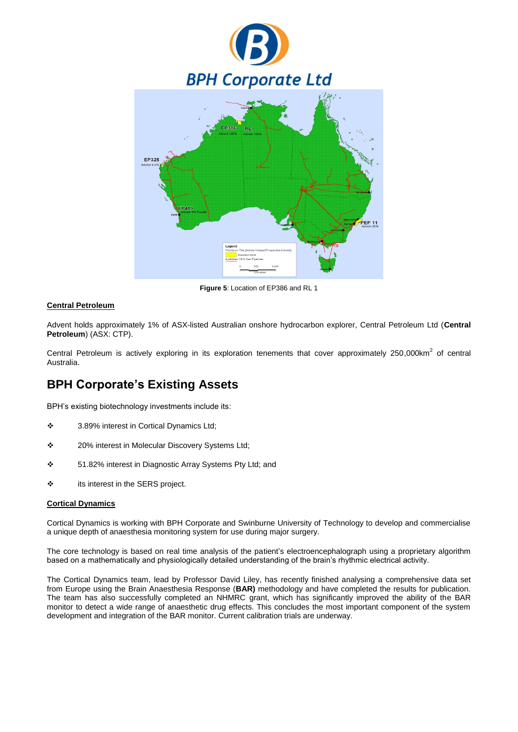Figure 5: Location of EP386 and RL 1

**Central Petroleum**

Advent holds approximately 1% of ASX-listed Australian onshore hydrocarbon explorer, Central Petroleum Ltd (**Central Petroleum**) (ASX: CTP).

Central Petroleum is actively exploring in its exploration tenements that cover approximately 250,000km$^2$ of central Australia.

## BPH Corporate's Existing Assets

BPH's existing biotechnology investments include its:

- 3.89% interest in Cortical Dynamics Ltd;
- 20% interest in Molecular Discovery Systems Ltd;
- 51.82% interest in Diagnostic Array Systems Pty Ltd; and
- its interest in the SERS project.

**Cortical Dynamics**

Cortical Dynamics is working with BPH Corporate and Swinburne University of Technology to develop and commercialise a unique depth of anaesthesia monitoring system for use during major surgery.

The core technology is based on real time analysis of the patient's electroencephalograph using a proprietary algorithm based on a mathematically and physiologically detailed understanding of the brain's rhythmic electrical activity.

The Cortical Dynamics team, lead by Professor David Liley, has recently finished analysing a comprehensive data set from Europe using the Brain Anaesthesia Response (**BAR)** methodology and have completed the results for publication. The team has also successfully completed an NHMRC grant, which has significantly improved the ability of the BAR monitor to detect a wide range of anaesthetic drug effects. This concludes the most important component of the system development and integration of the BAR monitor. Current calibration trials are underway.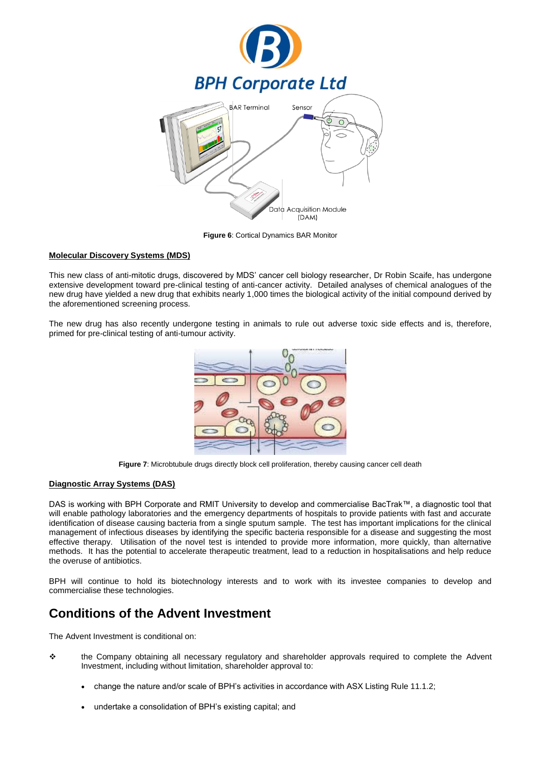**Figure 6**: Cortical Dynamics BAR Monitor

**Molecular Discovery Systems (MDS)**

This new class of anti-mitotic drugs, discovered by MDS' cancer cell biology researcher, Dr Robin Scaife, has undergone extensive development toward pre-clinical testing of anti-cancer activity. Detailed analyses of chemical analogues of the new drug have yielded a new drug that exhibits nearly 1,000 times the biological activity of the initial compound derived by the aforementioned screening process.

The new drug has also recently undergone testing in animals to rule out adverse toxic side effects and is, therefore, primed for pre-clinical testing of anti-tumour activity.

**Figure 7**: Microbtubule drugs directly block cell proliferation, thereby causing cancer cell death

**Diagnostic Array Systems (DAS)**

DAS is working with BPH Corporate and RMIT University to develop and commercialise BacTrak™, a diagnostic tool that will enable pathology laboratories and the emergency departments of hospitals to provide patients with fast and accurate identification of disease causing bacteria from a single sputum sample. The test has important implications for the clinical management of infectious diseases by identifying the specific bacteria responsible for a disease and suggesting the most effective therapy. Utilisation of the novel test is intended to provide more information, more quickly, than alternative methods. It has the potential to accelerate therapeutic treatment, lead to a reduction in hospitalisations and help reduce the overuse of antibiotics.

BPH will continue to hold its biotechnology interests and to work with its investee companies to develop and commercialise these technologies.

## Conditions of the Advent Investment

The Advent Investment is conditional on:

- the Company obtaining all necessary regulatory and shareholder approvals required to complete the Advent Investment, including without limitation, shareholder approval to:
  - change the nature and/or scale of BPH's activities in accordance with ASX Listing Rule 11.1.2;
  - undertake a consolidation of BPH's existing capital; and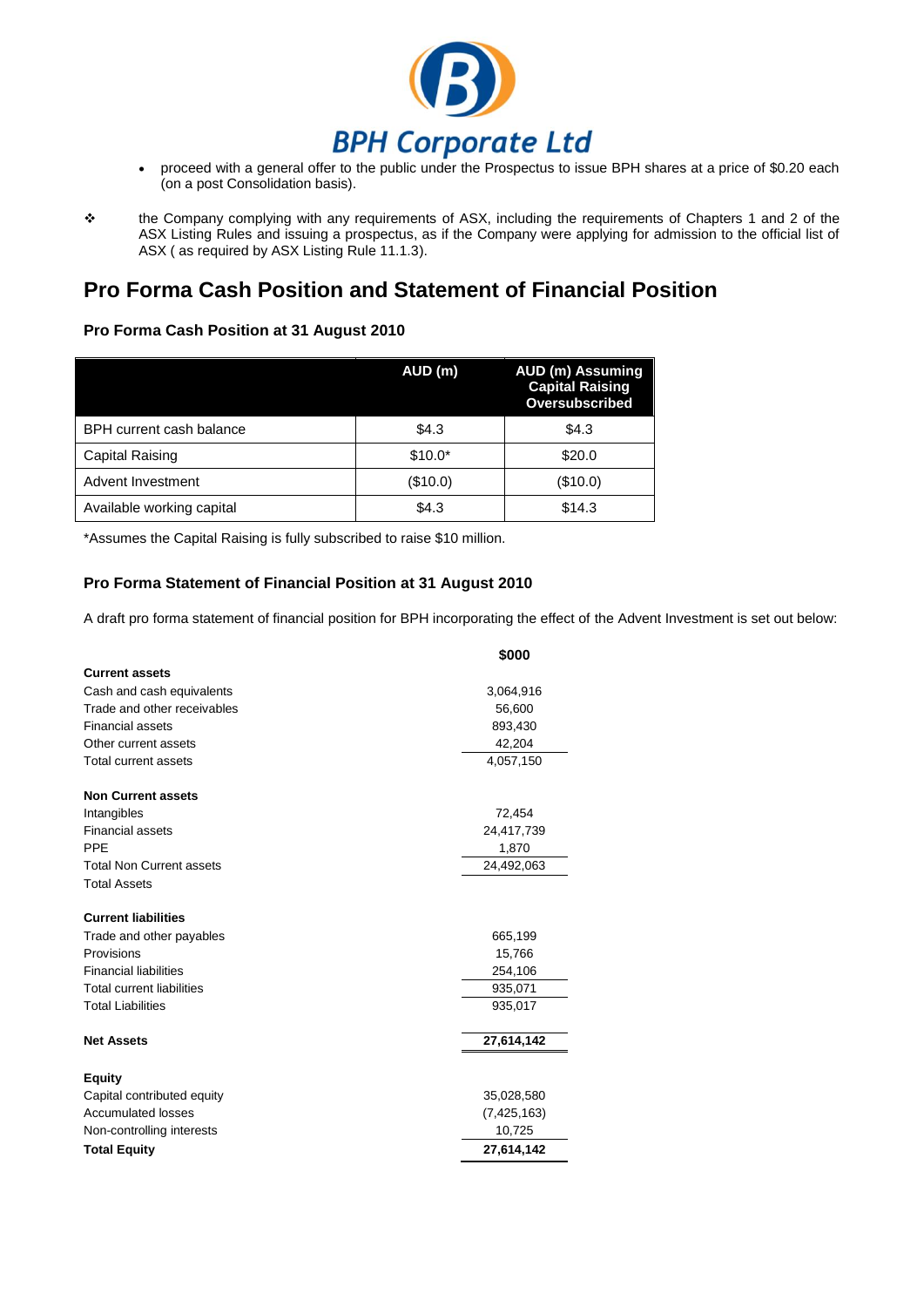- proceed with a general offer to the public under the Prospectus to issue BPH shares at a price of $0.20 each (on a post Consolidation basis).

❖ the Company complying with any requirements of ASX, including the requirements of Chapters 1 and 2 of the ASX Listing Rules and issuing a prospectus, as if the Company were applying for admission to the official list of ASX ( as required by ASX Listing Rule 11.1.3).

# Pro Forma Cash Position and Statement of Financial Position

### Pro Forma Cash Position at 31 August 2010

| | AUD (m) | AUD (m) Assuming Capital Raising Oversubscribed |
|---|---|---|
| BPH current cash balance | $4.3 | $4.3 |
| Capital Raising | $10.0* | $20.0 |
| Advent Investment | ($10.0) | ($10.0) |
| Available working capital | $4.3 | $14.3 |

*Assumes the Capital Raising is fully subscribed to raise $10 million.

### Pro Forma Statement of Financial Position at 31 August 2010

A draft pro forma statement of financial position for BPH incorporating the effect of the Advent Investment is set out below:

| | $000 |
|---|---|
| **Current assets** | |
| Cash and cash equivalents | 3,064,916 |
| Trade and other receivables | 56,600 |
| Financial assets | 893,430 |
| Other current assets | 42,204 |
| Total current assets | 4,057,150 |
| | |
| **Non Current assets** | |
| Intangibles | 72,454 |
| Financial assets | 24,417,739 |
| PPE | 1,870 |
| Total Non Current assets | 24,492,063 |
| Total Assets | |
| | |
| **Current liabilities** | |
| Trade and other payables | 665,199 |
| Provisions | 15,766 |
| Financial liabilities | 254,106 |
| Total current liabilities | 935,071 |
| Total Liabilities | 935,017 |
| | |
| **Net Assets** | **27,614,142** |
| | |
| **Equity** | |
| Capital contributed equity | 35,028,580 |
| Accumulated losses | (7,425,163) |
| Non-controlling interests | 10,725 |
| **Total Equity** | **27,614,142** |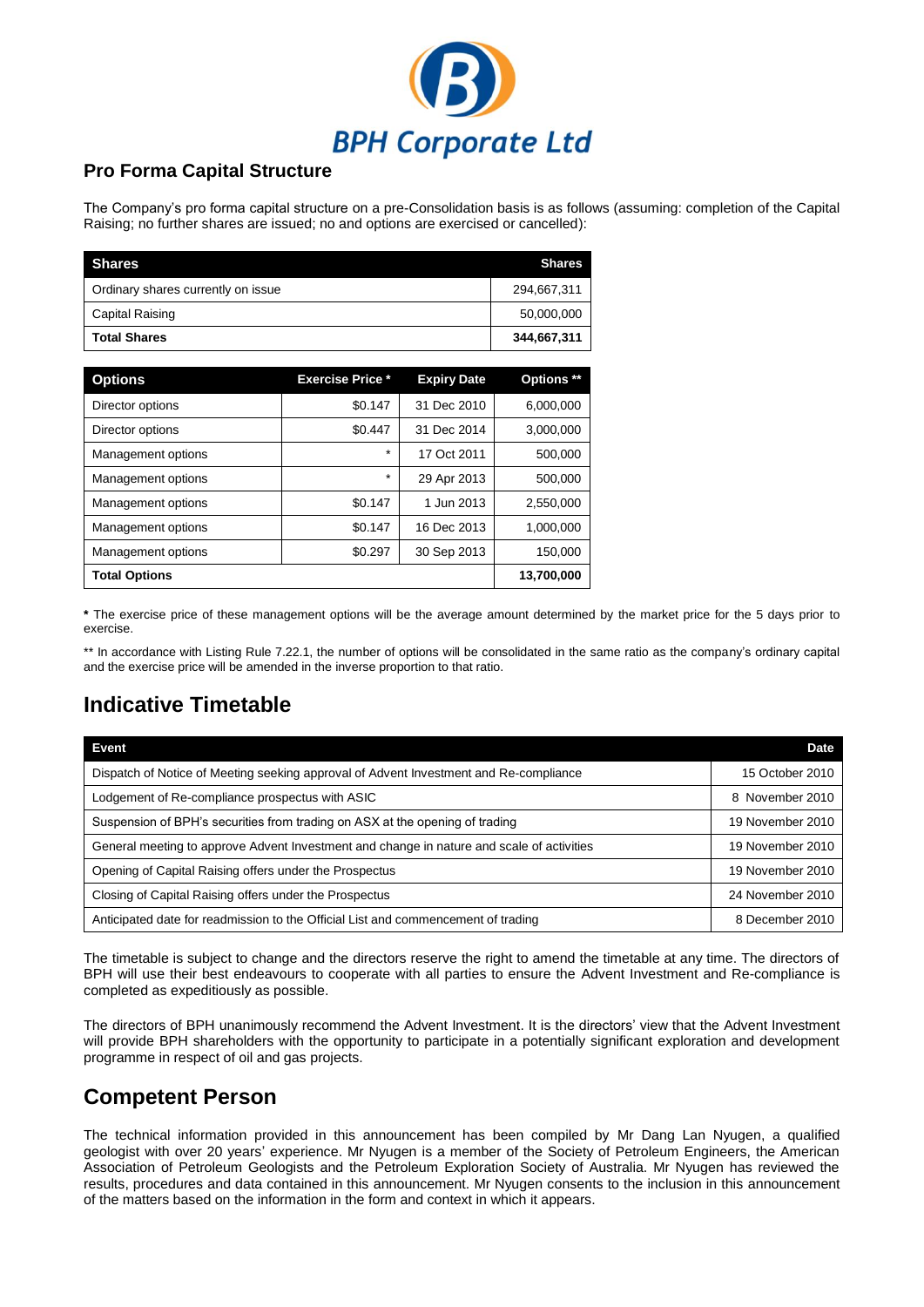BPH Corporate Ltd

## Pro Forma Capital Structure

The Company's pro forma capital structure on a pre-Consolidation basis is as follows (assuming: completion of the Capital Raising; no further shares are issued; no and options are exercised or cancelled):

| Shares | Shares |
|---|---|
| Ordinary shares currently on issue | 294,667,311 |
| Capital Raising | 50,000,000 |
| **Total Shares** | **344,667,311** |

| Options | Exercise Price * | Expiry Date | Options ** |
|---|---|---|---|
| Director options | $0.147 | 31 Dec 2010 | 6,000,000 |
| Director options | $0.447 | 31 Dec 2014 | 3,000,000 |
| Management options | * | 17 Oct 2011 | 500,000 |
| Management options | * | 29 Apr 2013 | 500,000 |
| Management options | $0.147 | 1 Jun 2013 | 2,550,000 |
| Management options | $0.147 | 16 Dec 2013 | 1,000,000 |
| Management options | $0.297 | 30 Sep 2013 | 150,000 |
| **Total Options** | | | **13,700,000** |

**\*** The exercise price of these management options will be the average amount determined by the market price for the 5 days prior to exercise.

** In accordance with Listing Rule 7.22.1, the number of options will be consolidated in the same ratio as the company's ordinary capital and the exercise price will be amended in the inverse proportion to that ratio.

## Indicative Timetable

| Event | Date |
|---|---|
| Dispatch of Notice of Meeting seeking approval of Advent Investment and Re-compliance | 15 October 2010 |
| Lodgement of Re-compliance prospectus with ASIC | 8 November 2010 |
| Suspension of BPH's securities from trading on ASX at the opening of trading | 19 November 2010 |
| General meeting to approve Advent Investment and change in nature and scale of activities | 19 November 2010 |
| Opening of Capital Raising offers under the Prospectus | 19 November 2010 |
| Closing of Capital Raising offers under the Prospectus | 24 November 2010 |
| Anticipated date for readmission to the Official List and commencement of trading | 8 December 2010 |

The timetable is subject to change and the directors reserve the right to amend the timetable at any time. The directors of BPH will use their best endeavours to cooperate with all parties to ensure the Advent Investment and Re-compliance is completed as expeditiously as possible.

The directors of BPH unanimously recommend the Advent Investment. It is the directors' view that the Advent Investment will provide BPH shareholders with the opportunity to participate in a potentially significant exploration and development programme in respect of oil and gas projects.

## Competent Person

The technical information provided in this announcement has been compiled by Mr Dang Lan Nyugen, a qualified geologist with over 20 years' experience. Mr Nyugen is a member of the Society of Petroleum Engineers, the American Association of Petroleum Geologists and the Petroleum Exploration Society of Australia. Mr Nyugen has reviewed the results, procedures and data contained in this announcement. Mr Nyugen consents to the inclusion in this announcement of the matters based on the information in the form and context in which it appears.